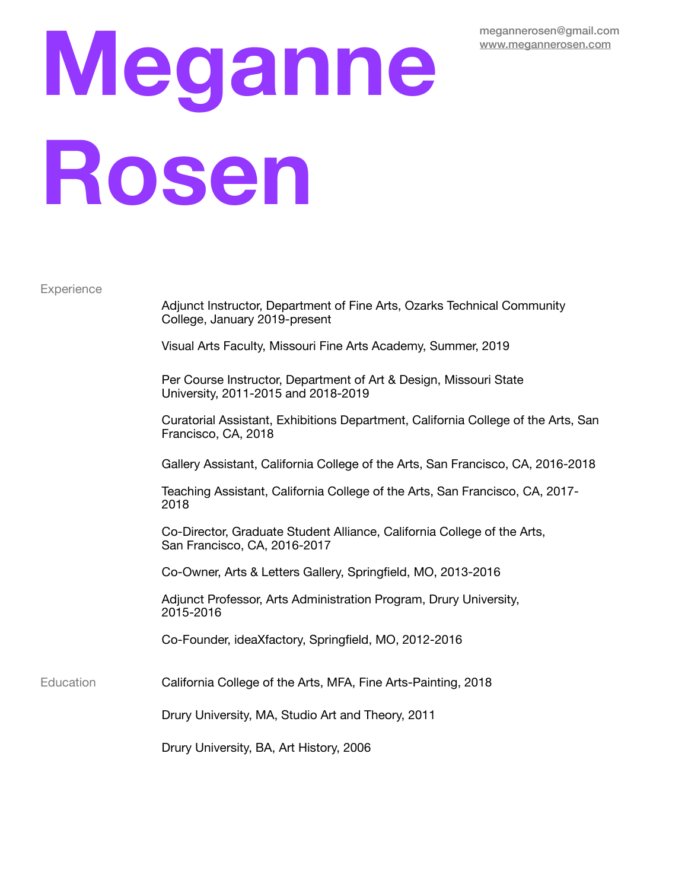# Meganne Rosen

megannerosen@gmail.com
www.megannerosen.com

## Experience

Adjunct Instructor, Department of Fine Arts, Ozarks Technical Community College, January 2019-present

Visual Arts Faculty, Missouri Fine Arts Academy, Summer, 2019

Per Course Instructor, Department of Art & Design, Missouri State University, 2011-2015 and 2018-2019

Curatorial Assistant, Exhibitions Department, California College of the Arts, San Francisco, CA, 2018

Gallery Assistant, California College of the Arts, San Francisco, CA, 2016-2018

Teaching Assistant, California College of the Arts, San Francisco, CA, 2017-2018

Co-Director, Graduate Student Alliance, California College of the Arts, San Francisco, CA, 2016-2017

Co-Owner, Arts & Letters Gallery, Springfield, MO, 2013-2016

Adjunct Professor, Arts Administration Program, Drury University, 2015-2016

Co-Founder, ideaXfactory, Springfield, MO, 2012-2016

## Education

California College of the Arts, MFA, Fine Arts-Painting, 2018

Drury University, MA, Studio Art and Theory, 2011

Drury University, BA, Art History, 2006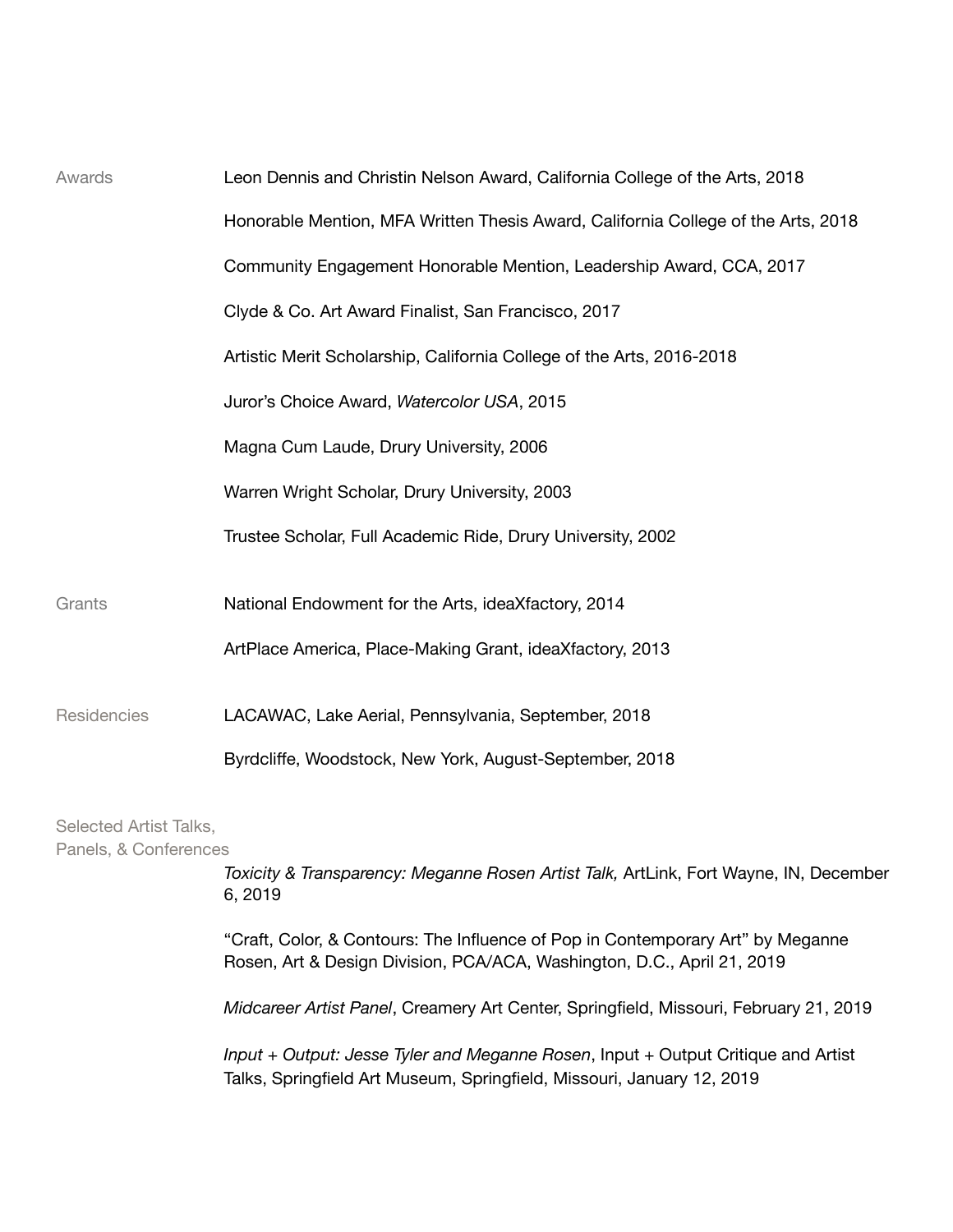## Awards

Leon Dennis and Christin Nelson Award, California College of the Arts, 2018

Honorable Mention, MFA Written Thesis Award, California College of the Arts, 2018

Community Engagement Honorable Mention, Leadership Award, CCA, 2017

Clyde & Co. Art Award Finalist, San Francisco, 2017

Artistic Merit Scholarship, California College of the Arts, 2016-2018

Juror's Choice Award, *Watercolor USA*, 2015

Magna Cum Laude, Drury University, 2006

Warren Wright Scholar, Drury University, 2003

Trustee Scholar, Full Academic Ride, Drury University, 2002

## Grants

National Endowment for the Arts, ideaXfactory, 2014

ArtPlace America, Place-Making Grant, ideaXfactory, 2013

## Residencies

LACAWAC, Lake Aerial, Pennsylvania, September, 2018

Byrdcliffe, Woodstock, New York, August-September, 2018

## Selected Artist Talks, Panels, & Conferences

*Toxicity & Transparency: Meganne Rosen Artist Talk,* ArtLink, Fort Wayne, IN, December 6, 2019

"Craft, Color, & Contours: The Influence of Pop in Contemporary Art" by Meganne Rosen, Art & Design Division, PCA/ACA, Washington, D.C., April 21, 2019

*Midcareer Artist Panel*, Creamery Art Center, Springfield, Missouri, February 21, 2019

*Input + Output: Jesse Tyler and Meganne Rosen*, Input + Output Critique and Artist Talks, Springfield Art Museum, Springfield, Missouri, January 12, 2019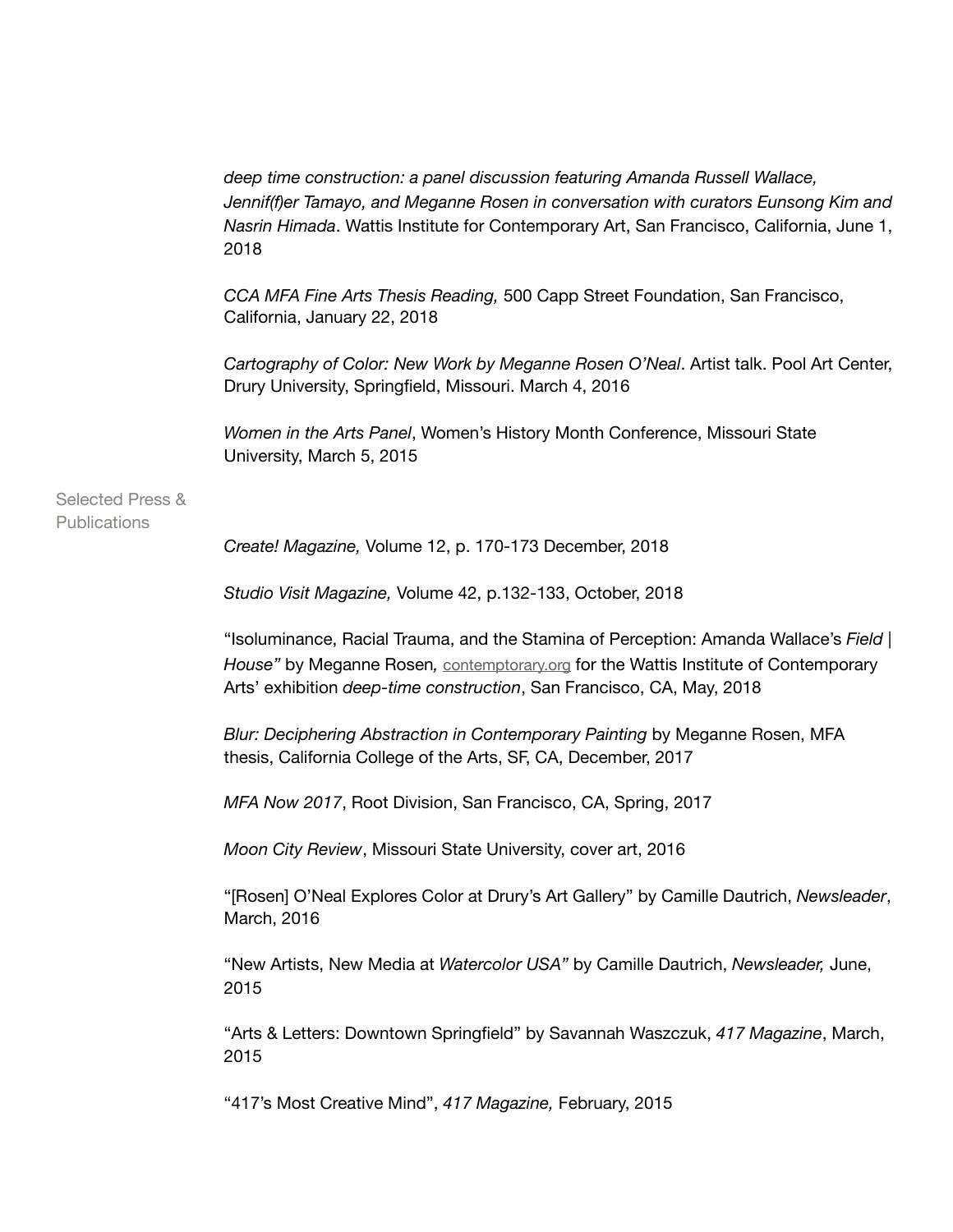*deep time construction: a panel discussion featuring Amanda Russell Wallace, Jennif(f)er Tamayo, and Meganne Rosen in conversation with curators Eunsong Kim and Nasrin Himada*. Wattis Institute for Contemporary Art, San Francisco, California, June 1, 2018

*CCA MFA Fine Arts Thesis Reading,* 500 Capp Street Foundation, San Francisco, California, January 22, 2018

*Cartography of Color: New Work by Meganne Rosen O'Neal*. Artist talk. Pool Art Center, Drury University, Springfield, Missouri. March 4, 2016

*Women in the Arts Panel*, Women's History Month Conference, Missouri State University, March 5, 2015

## Selected Press & Publications

*Create! Magazine,* Volume 12, p. 170-173 December, 2018

*Studio Visit Magazine,* Volume 42, p.132-133, October, 2018

"Isoluminance, Racial Trauma, and the Stamina of Perception: Amanda Wallace's *Field | House"* by Meganne Rosen, contemptorary.org for the Wattis Institute of Contemporary Arts' exhibition *deep-time construction*, San Francisco, CA, May, 2018

*Blur: Deciphering Abstraction in Contemporary Painting* by Meganne Rosen, MFA thesis, California College of the Arts, SF, CA, December, 2017

*MFA Now 2017*, Root Division, San Francisco, CA, Spring, 2017

*Moon City Review*, Missouri State University, cover art, 2016

"[Rosen] O'Neal Explores Color at Drury's Art Gallery" by Camille Dautrich, *Newsleader*, March, 2016

"New Artists, New Media at *Watercolor USA"* by Camille Dautrich, *Newsleader,* June, 2015

"Arts & Letters: Downtown Springfield" by Savannah Waszczuk, *417 Magazine*, March, 2015

"417's Most Creative Mind", *417 Magazine,* February, 2015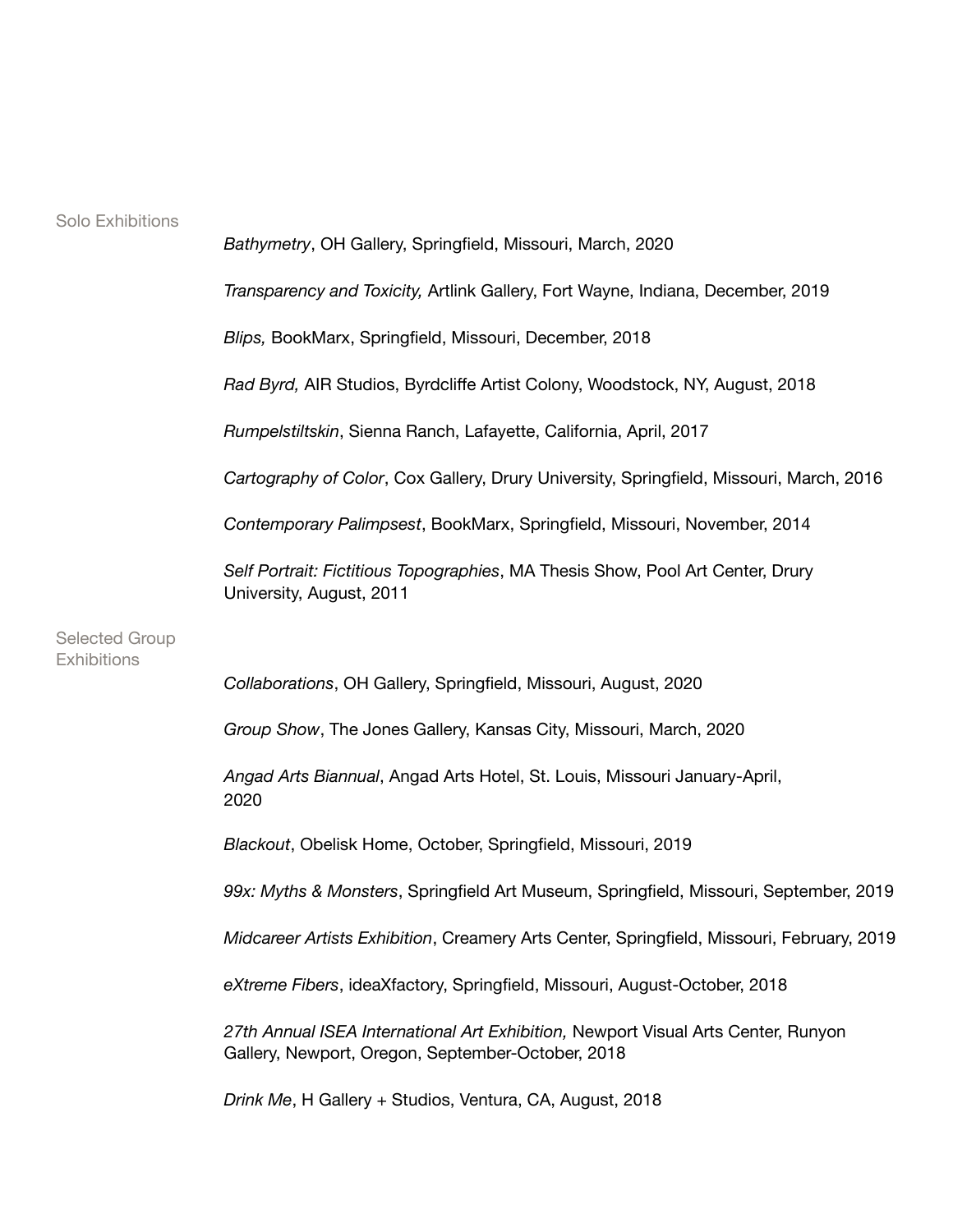## Solo Exhibitions

*Bathymetry*, OH Gallery, Springfield, Missouri, March, 2020

*Transparency and Toxicity,* Artlink Gallery, Fort Wayne, Indiana, December, 2019

*Blips,* BookMarx, Springfield, Missouri, December, 2018

*Rad Byrd,* AIR Studios, Byrdcliffe Artist Colony, Woodstock, NY, August, 2018

*Rumpelstiltskin*, Sienna Ranch, Lafayette, California, April, 2017

*Cartography of Color*, Cox Gallery, Drury University, Springfield, Missouri, March, 2016

*Contemporary Palimpsest*, BookMarx, Springfield, Missouri, November, 2014

*Self Portrait: Fictitious Topographies*, MA Thesis Show, Pool Art Center, Drury University, August, 2011

## Selected Group Exhibitions

*Collaborations*, OH Gallery, Springfield, Missouri, August, 2020

*Group Show*, The Jones Gallery, Kansas City, Missouri, March, 2020

*Angad Arts Biannual*, Angad Arts Hotel, St. Louis, Missouri January-April, 2020

*Blackout*, Obelisk Home, October, Springfield, Missouri, 2019

*99x: Myths & Monsters*, Springfield Art Museum, Springfield, Missouri, September, 2019

*Midcareer Artists Exhibition*, Creamery Arts Center, Springfield, Missouri, February, 2019

*eXtreme Fibers*, ideaXfactory, Springfield, Missouri, August-October, 2018

*27th Annual ISEA International Art Exhibition,* Newport Visual Arts Center, Runyon Gallery, Newport, Oregon, September-October, 2018

*Drink Me*, H Gallery + Studios, Ventura, CA, August, 2018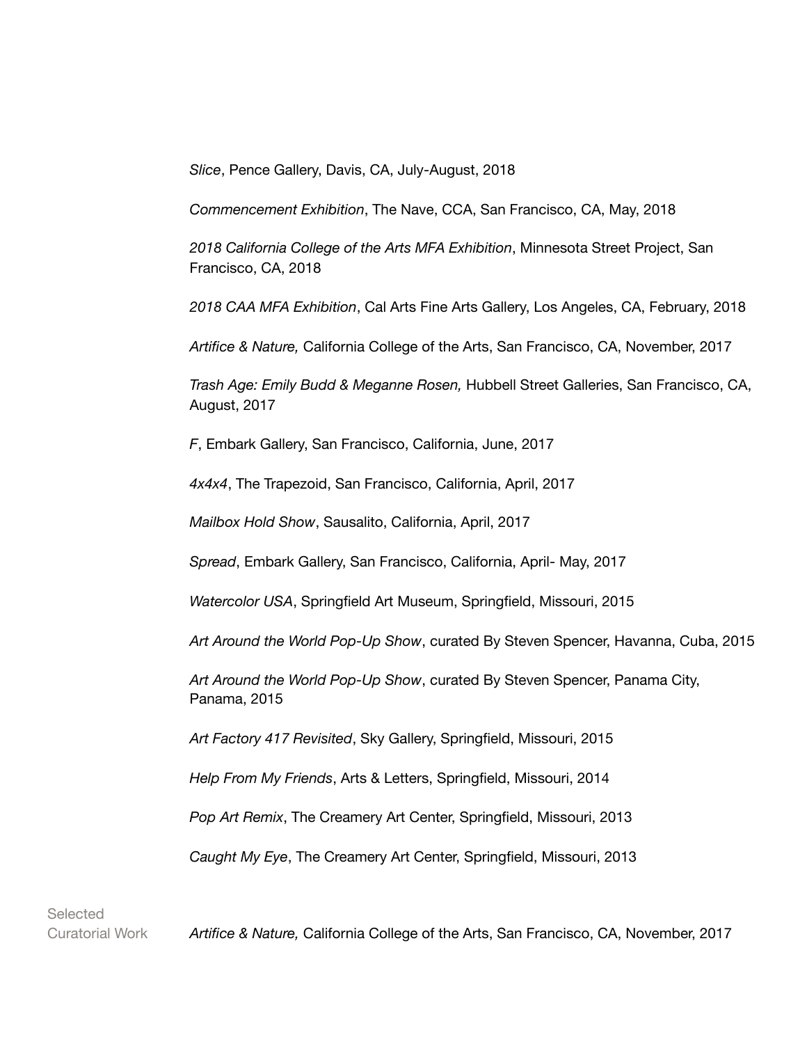*Slice*, Pence Gallery, Davis, CA, July-August, 2018

*Commencement Exhibition*, The Nave, CCA, San Francisco, CA, May, 2018

*2018 California College of the Arts MFA Exhibition*, Minnesota Street Project, San Francisco, CA, 2018

*2018 CAA MFA Exhibition*, Cal Arts Fine Arts Gallery, Los Angeles, CA, February, 2018

*Artifice & Nature,* California College of the Arts, San Francisco, CA, November, 2017

*Trash Age: Emily Budd & Meganne Rosen,* Hubbell Street Galleries, San Francisco, CA, August, 2017

*F*, Embark Gallery, San Francisco, California, June, 2017

*4x4x4*, The Trapezoid, San Francisco, California, April, 2017

*Mailbox Hold Show*, Sausalito, California, April, 2017

*Spread*, Embark Gallery, San Francisco, California, April- May, 2017

*Watercolor USA*, Springfield Art Museum, Springfield, Missouri, 2015

*Art Around the World Pop-Up Show*, curated By Steven Spencer, Havanna, Cuba, 2015

*Art Around the World Pop-Up Show*, curated By Steven Spencer, Panama City, Panama, 2015

*Art Factory 417 Revisited*, Sky Gallery, Springfield, Missouri, 2015

*Help From My Friends*, Arts & Letters, Springfield, Missouri, 2014

*Pop Art Remix*, The Creamery Art Center, Springfield, Missouri, 2013

*Caught My Eye*, The Creamery Art Center, Springfield, Missouri, 2013

## Selected Curatorial Work

*Artifice & Nature,* California College of the Arts, San Francisco, CA, November, 2017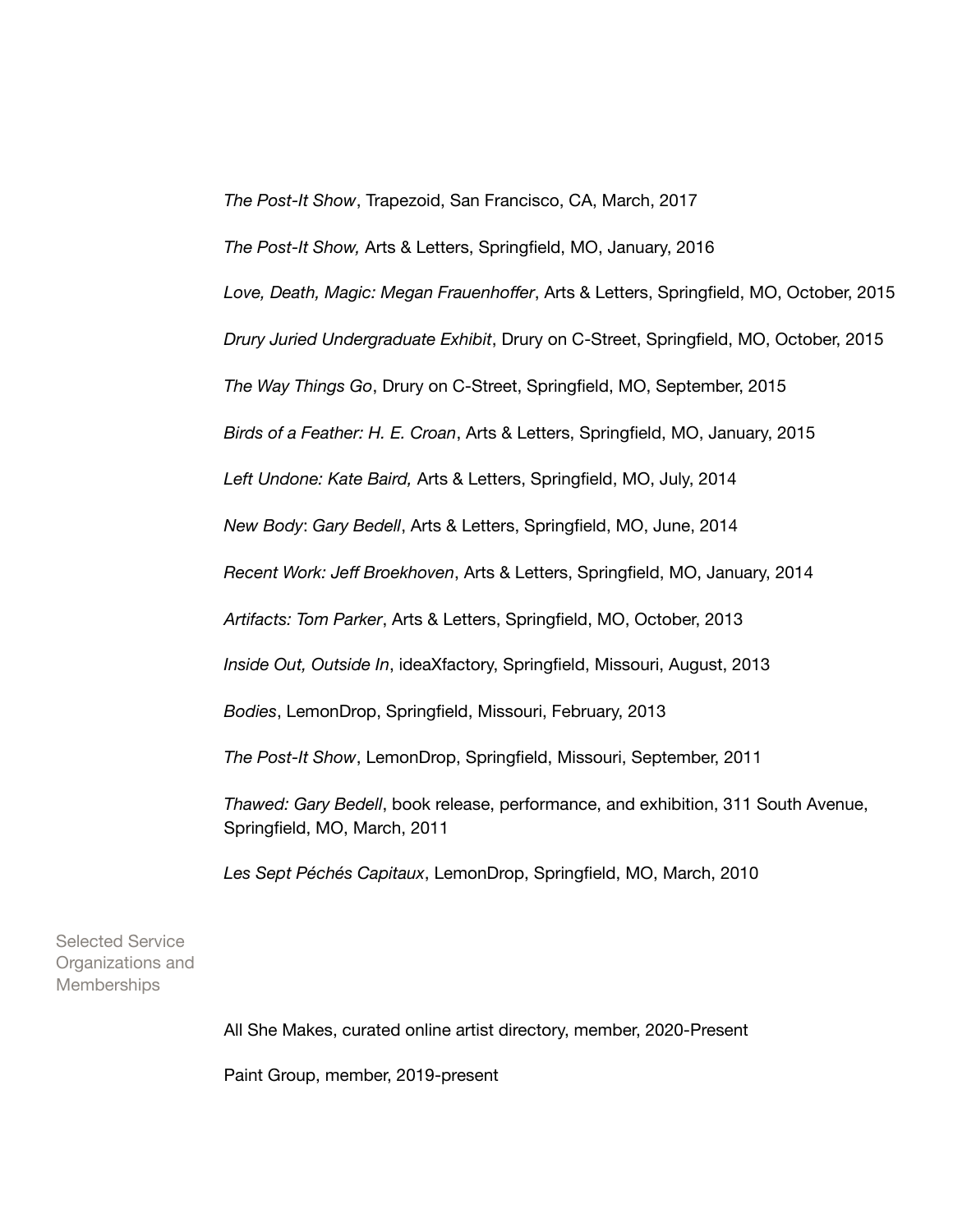*The Post-It Show*, Trapezoid, San Francisco, CA, March, 2017

*The Post-It Show,* Arts & Letters, Springfield, MO, January, 2016

*Love, Death, Magic: Megan Frauenhoffer*, Arts & Letters, Springfield, MO, October, 2015

*Drury Juried Undergraduate Exhibit*, Drury on C-Street, Springfield, MO, October, 2015

*The Way Things Go*, Drury on C-Street, Springfield, MO, September, 2015

*Birds of a Feather: H. E. Croan*, Arts & Letters, Springfield, MO, January, 2015

*Left Undone: Kate Baird,* Arts & Letters, Springfield, MO, July, 2014

*New Body*: *Gary Bedell*, Arts & Letters, Springfield, MO, June, 2014

*Recent Work: Jeff Broekhoven*, Arts & Letters, Springfield, MO, January, 2014

*Artifacts: Tom Parker*, Arts & Letters, Springfield, MO, October, 2013

*Inside Out, Outside In*, ideaXfactory, Springfield, Missouri, August, 2013

*Bodies*, LemonDrop, Springfield, Missouri, February, 2013

*The Post-It Show*, LemonDrop, Springfield, Missouri, September, 2011

*Thawed: Gary Bedell*, book release, performance, and exhibition, 311 South Avenue, Springfield, MO, March, 2011

*Les Sept Péchés Capitaux*, LemonDrop, Springfield, MO, March, 2010

## Selected Service Organizations and Memberships

All She Makes, curated online artist directory, member, 2020-Present

Paint Group, member, 2019-present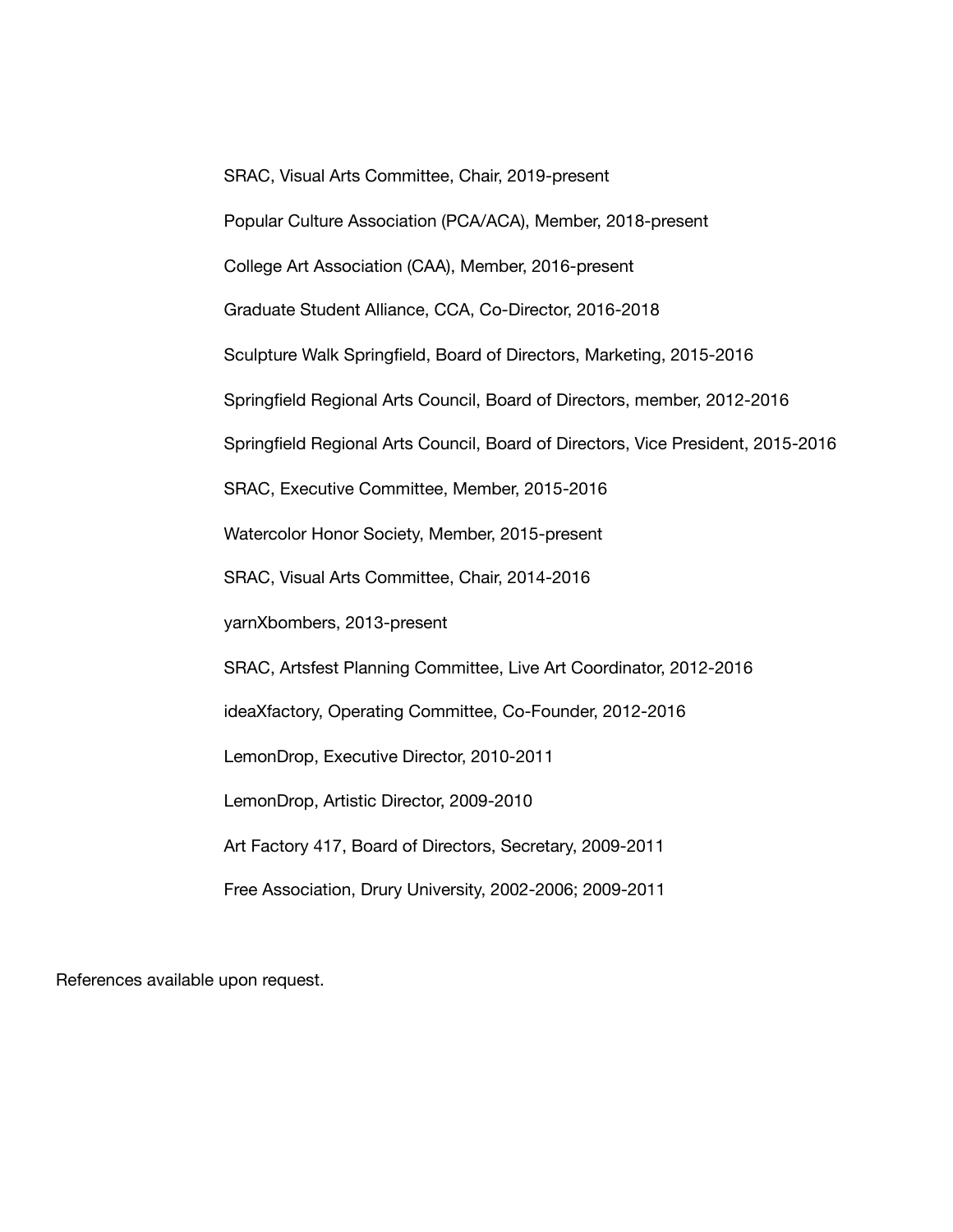SRAC, Visual Arts Committee, Chair, 2019-present

Popular Culture Association (PCA/ACA), Member, 2018-present

College Art Association (CAA), Member, 2016-present

Graduate Student Alliance, CCA, Co-Director, 2016-2018

Sculpture Walk Springfield, Board of Directors, Marketing, 2015-2016

Springfield Regional Arts Council, Board of Directors, member, 2012-2016

Springfield Regional Arts Council, Board of Directors, Vice President, 2015-2016

SRAC, Executive Committee, Member, 2015-2016

Watercolor Honor Society, Member, 2015-present

SRAC, Visual Arts Committee, Chair, 2014-2016

yarnXbombers, 2013-present

SRAC, Artsfest Planning Committee, Live Art Coordinator, 2012-2016

ideaXfactory, Operating Committee, Co-Founder, 2012-2016

LemonDrop, Executive Director, 2010-2011

LemonDrop, Artistic Director, 2009-2010

Art Factory 417, Board of Directors, Secretary, 2009-2011

Free Association, Drury University, 2002-2006; 2009-2011

References available upon request.